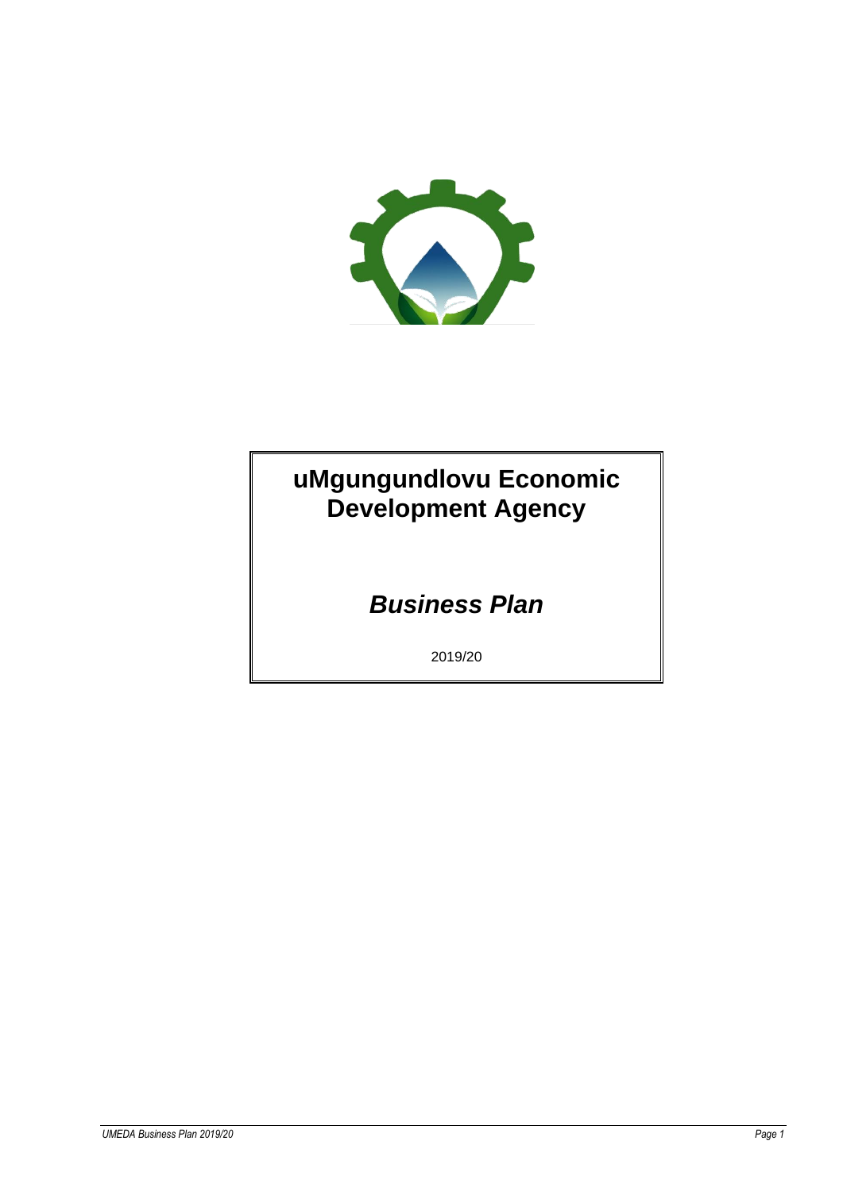# uMgungundlovu Economic Development Agency

## *Business Plan*

2019/20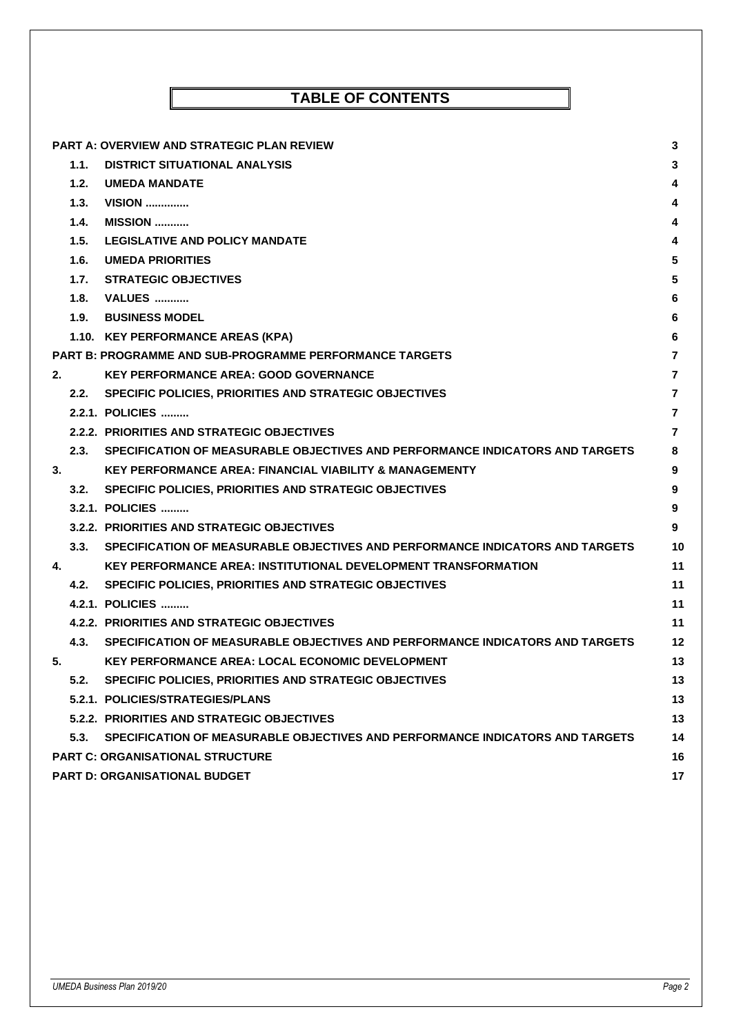# TABLE OF CONTENTS

| | | |
|---|---|---|
| **PART A: OVERVIEW AND STRATEGIC PLAN REVIEW** | | **3** |
| **1.1.** | **DISTRICT SITUATIONAL ANALYSIS** | **3** |
| **1.2.** | **UMEDA MANDATE** | **4** |
| **1.3.** | **VISION .............** | **4** |
| **1.4.** | **MISSION ...........** | **4** |
| **1.5.** | **LEGISLATIVE AND POLICY MANDATE** | **4** |
| **1.6.** | **UMEDA PRIORITIES** | **5** |
| **1.7.** | **STRATEGIC OBJECTIVES** | **5** |
| **1.8.** | **VALUES ...........** | **6** |
| **1.9.** | **BUSINESS MODEL** | **6** |
| **1.10.** | **KEY PERFORMANCE AREAS (KPA)** | **6** |
| **PART B: PROGRAMME AND SUB-PROGRAMME PERFORMANCE TARGETS** | | **7** |
| **2.** | **KEY PERFORMANCE AREA: GOOD GOVERNANCE** | **7** |
| **2.2.** | **SPECIFIC POLICIES, PRIORITIES AND STRATEGIC OBJECTIVES** | **7** |
| **2.2.1.** | **POLICIES .........** | **7** |
| **2.2.2.** | **PRIORITIES AND STRATEGIC OBJECTIVES** | **7** |
| **2.3.** | **SPECIFICATION OF MEASURABLE OBJECTIVES AND PERFORMANCE INDICATORS AND TARGETS** | **8** |
| **3.** | **KEY PERFORMANCE AREA: FINANCIAL VIABILITY & MANAGEMENTY** | **9** |
| **3.2.** | **SPECIFIC POLICIES, PRIORITIES AND STRATEGIC OBJECTIVES** | **9** |
| **3.2.1.** | **POLICIES .........** | **9** |
| **3.2.2.** | **PRIORITIES AND STRATEGIC OBJECTIVES** | **9** |
| **3.3.** | **SPECIFICATION OF MEASURABLE OBJECTIVES AND PERFORMANCE INDICATORS AND TARGETS** | **10** |
| **4.** | **KEY PERFORMANCE AREA: INSTITUTIONAL DEVELOPMENT TRANSFORMATION** | **11** |
| **4.2.** | **SPECIFIC POLICIES, PRIORITIES AND STRATEGIC OBJECTIVES** | **11** |
| **4.2.1.** | **POLICIES .........** | **11** |
| **4.2.2.** | **PRIORITIES AND STRATEGIC OBJECTIVES** | **11** |
| **4.3.** | **SPECIFICATION OF MEASURABLE OBJECTIVES AND PERFORMANCE INDICATORS AND TARGETS** | **12** |
| **5.** | **KEY PERFORMANCE AREA: LOCAL ECONOMIC DEVELOPMENT** | **13** |
| **5.2.** | **SPECIFIC POLICIES, PRIORITIES AND STRATEGIC OBJECTIVES** | **13** |
| **5.2.1.** | **POLICIES/STRATEGIES/PLANS** | **13** |
| **5.2.2.** | **PRIORITIES AND STRATEGIC OBJECTIVES** | **13** |
| **5.3.** | **SPECIFICATION OF MEASURABLE OBJECTIVES AND PERFORMANCE INDICATORS AND TARGETS** | **14** |
| **PART C: ORGANISATIONAL STRUCTURE** | | **16** |
| **PART D: ORGANISATIONAL BUDGET** | | **17** |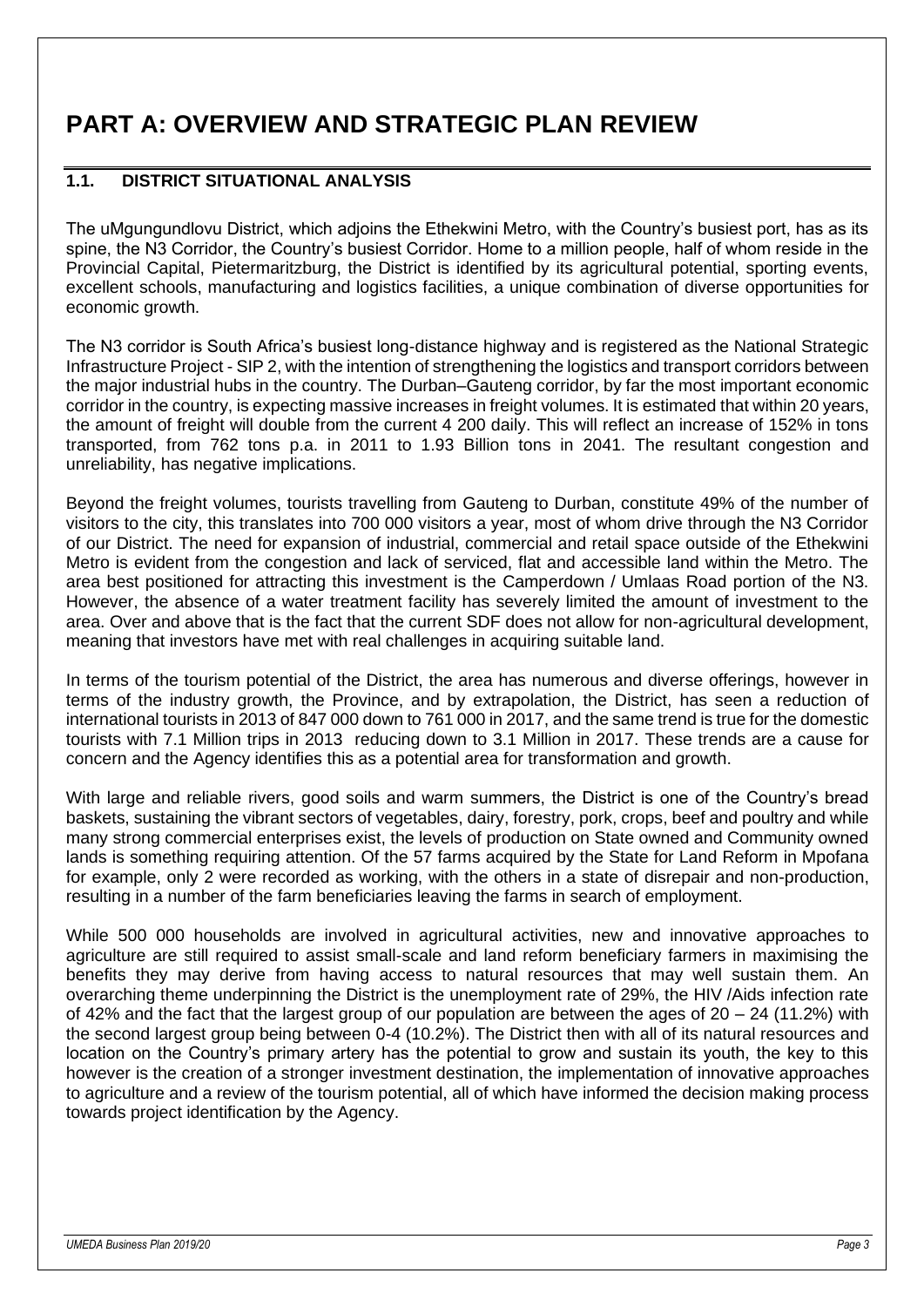# PART A: OVERVIEW AND STRATEGIC PLAN REVIEW

## 1.1. DISTRICT SITUATIONAL ANALYSIS

The uMgungundlovu District, which adjoins the Ethekwini Metro, with the Country's busiest port, has as its spine, the N3 Corridor, the Country's busiest Corridor. Home to a million people, half of whom reside in the Provincial Capital, Pietermaritzburg, the District is identified by its agricultural potential, sporting events, excellent schools, manufacturing and logistics facilities, a unique combination of diverse opportunities for economic growth.

The N3 corridor is South Africa's busiest long-distance highway and is registered as the National Strategic Infrastructure Project - SIP 2, with the intention of strengthening the logistics and transport corridors between the major industrial hubs in the country. The Durban–Gauteng corridor, by far the most important economic corridor in the country, is expecting massive increases in freight volumes. It is estimated that within 20 years, the amount of freight will double from the current 4 200 daily. This will reflect an increase of 152% in tons transported, from 762 tons p.a. in 2011 to 1.93 Billion tons in 2041. The resultant congestion and unreliability, has negative implications.

Beyond the freight volumes, tourists travelling from Gauteng to Durban, constitute 49% of the number of visitors to the city, this translates into 700 000 visitors a year, most of whom drive through the N3 Corridor of our District. The need for expansion of industrial, commercial and retail space outside of the Ethekwini Metro is evident from the congestion and lack of serviced, flat and accessible land within the Metro. The area best positioned for attracting this investment is the Camperdown / Umlaas Road portion of the N3. However, the absence of a water treatment facility has severely limited the amount of investment to the area. Over and above that is the fact that the current SDF does not allow for non-agricultural development, meaning that investors have met with real challenges in acquiring suitable land.

In terms of the tourism potential of the District, the area has numerous and diverse offerings, however in terms of the industry growth, the Province, and by extrapolation, the District, has seen a reduction of international tourists in 2013 of 847 000 down to 761 000 in 2017, and the same trend is true for the domestic tourists with 7.1 Million trips in 2013 reducing down to 3.1 Million in 2017. These trends are a cause for concern and the Agency identifies this as a potential area for transformation and growth.

With large and reliable rivers, good soils and warm summers, the District is one of the Country's bread baskets, sustaining the vibrant sectors of vegetables, dairy, forestry, pork, crops, beef and poultry and while many strong commercial enterprises exist, the levels of production on State owned and Community owned lands is something requiring attention. Of the 57 farms acquired by the State for Land Reform in Mpofana for example, only 2 were recorded as working, with the others in a state of disrepair and non-production, resulting in a number of the farm beneficiaries leaving the farms in search of employment.

While 500 000 households are involved in agricultural activities, new and innovative approaches to agriculture are still required to assist small-scale and land reform beneficiary farmers in maximising the benefits they may derive from having access to natural resources that may well sustain them. An overarching theme underpinning the District is the unemployment rate of 29%, the HIV /Aids infection rate of 42% and the fact that the largest group of our population are between the ages of 20 – 24 (11.2%) with the second largest group being between 0-4 (10.2%). The District then with all of its natural resources and location on the Country's primary artery has the potential to grow and sustain its youth, the key to this however is the creation of a stronger investment destination, the implementation of innovative approaches to agriculture and a review of the tourism potential, all of which have informed the decision making process towards project identification by the Agency.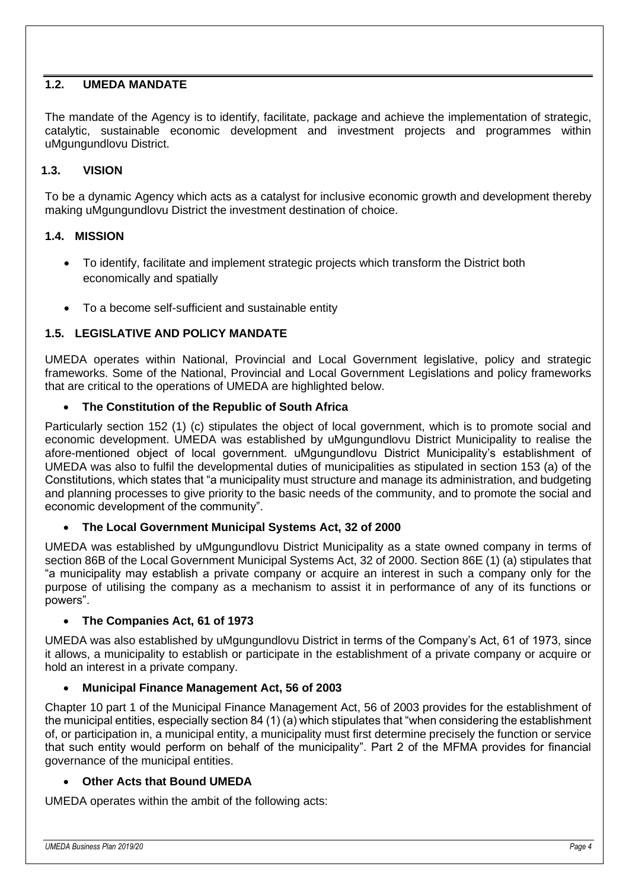## 1.2. UMEDA MANDATE

The mandate of the Agency is to identify, facilitate, package and achieve the implementation of strategic, catalytic, sustainable economic development and investment projects and programmes within uMgungundlovu District.

## 1.3. VISION

To be a dynamic Agency which acts as a catalyst for inclusive economic growth and development thereby making uMgungundlovu District the investment destination of choice.

## 1.4. MISSION

- To identify, facilitate and implement strategic projects which transform the District both economically and spatially
- To a become self-sufficient and sustainable entity

## 1.5. LEGISLATIVE AND POLICY MANDATE

UMEDA operates within National, Provincial and Local Government legislative, policy and strategic frameworks. Some of the National, Provincial and Local Government Legislations and policy frameworks that are critical to the operations of UMEDA are highlighted below.

- **The Constitution of the Republic of South Africa**

Particularly section 152 (1) (c) stipulates the object of local government, which is to promote social and economic development. UMEDA was established by uMgungundlovu District Municipality to realise the afore-mentioned object of local government. uMgungundlovu District Municipality's establishment of UMEDA was also to fulfil the developmental duties of municipalities as stipulated in section 153 (a) of the Constitutions, which states that "a municipality must structure and manage its administration, and budgeting and planning processes to give priority to the basic needs of the community, and to promote the social and economic development of the community".

- **The Local Government Municipal Systems Act, 32 of 2000**

UMEDA was established by uMgungundlovu District Municipality as a state owned company in terms of section 86B of the Local Government Municipal Systems Act, 32 of 2000. Section 86E (1) (a) stipulates that "a municipality may establish a private company or acquire an interest in such a company only for the purpose of utilising the company as a mechanism to assist it in performance of any of its functions or powers".

- **The Companies Act, 61 of 1973**

UMEDA was also established by uMgungundlovu District in terms of the Company's Act, 61 of 1973, since it allows, a municipality to establish or participate in the establishment of a private company or acquire or hold an interest in a private company.

- **Municipal Finance Management Act, 56 of 2003**

Chapter 10 part 1 of the Municipal Finance Management Act, 56 of 2003 provides for the establishment of the municipal entities, especially section 84 (1) (a) which stipulates that "when considering the establishment of, or participation in, a municipal entity, a municipality must first determine precisely the function or service that such entity would perform on behalf of the municipality". Part 2 of the MFMA provides for financial governance of the municipal entities.

- **Other Acts that Bound UMEDA**

UMEDA operates within the ambit of the following acts: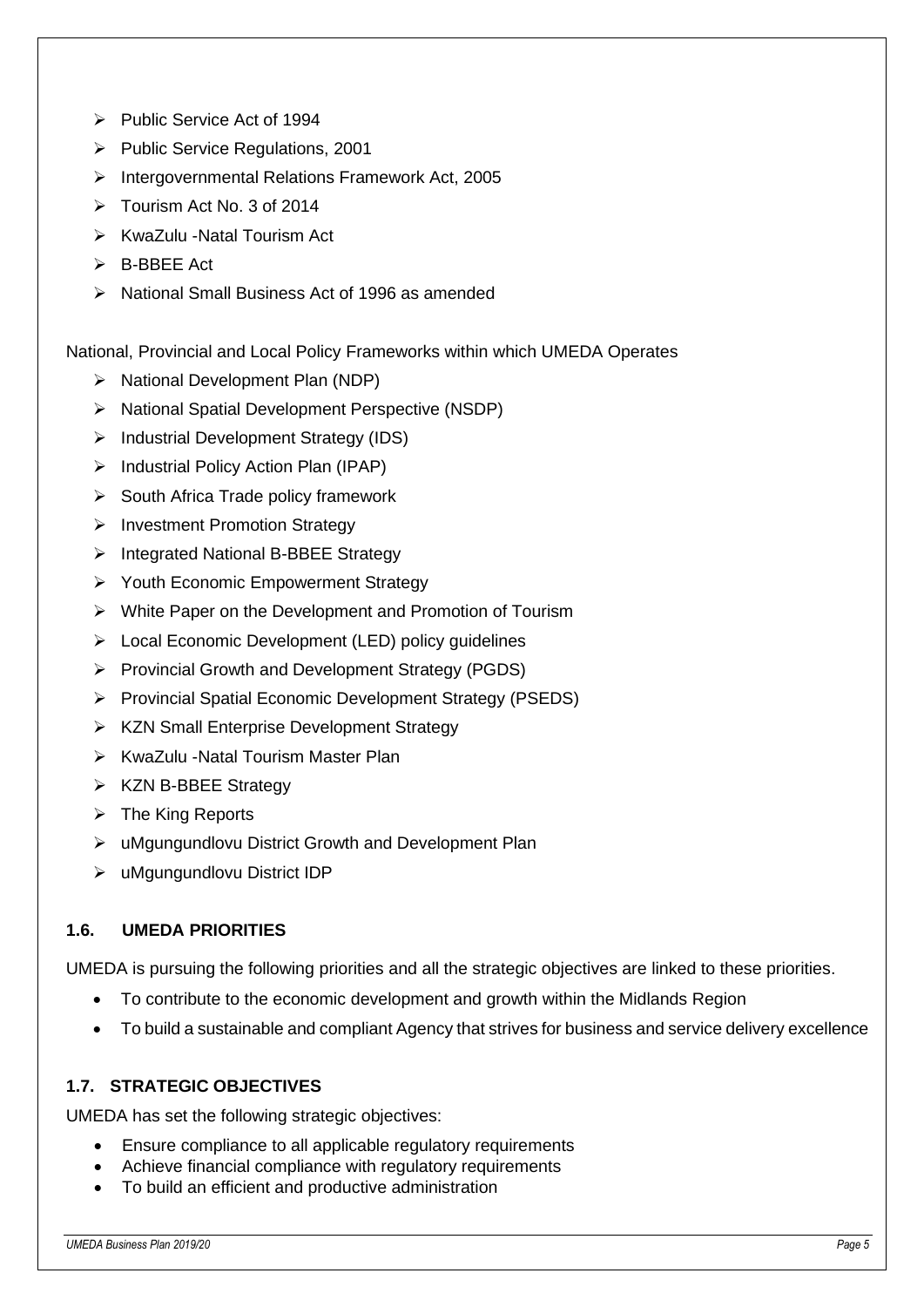- Public Service Act of 1994
- Public Service Regulations, 2001
- Intergovernmental Relations Framework Act, 2005
- Tourism Act No. 3 of 2014
- KwaZulu -Natal Tourism Act
- B-BBEE Act
- National Small Business Act of 1996 as amended

National, Provincial and Local Policy Frameworks within which UMEDA Operates

- National Development Plan (NDP)
- National Spatial Development Perspective (NSDP)
- Industrial Development Strategy (IDS)
- Industrial Policy Action Plan (IPAP)
- South Africa Trade policy framework
- Investment Promotion Strategy
- Integrated National B-BBEE Strategy
- Youth Economic Empowerment Strategy
- White Paper on the Development and Promotion of Tourism
- Local Economic Development (LED) policy guidelines
- Provincial Growth and Development Strategy (PGDS)
- Provincial Spatial Economic Development Strategy (PSEDS)
- KZN Small Enterprise Development Strategy
- KwaZulu -Natal Tourism Master Plan
- KZN B-BBEE Strategy
- The King Reports
- uMgungundlovu District Growth and Development Plan
- uMgungundlovu District IDP

### 1.6. UMEDA PRIORITIES

UMEDA is pursuing the following priorities and all the strategic objectives are linked to these priorities.

- To contribute to the economic development and growth within the Midlands Region
- To build a sustainable and compliant Agency that strives for business and service delivery excellence

### 1.7. STRATEGIC OBJECTIVES

UMEDA has set the following strategic objectives:

- Ensure compliance to all applicable regulatory requirements
- Achieve financial compliance with regulatory requirements
- To build an efficient and productive administration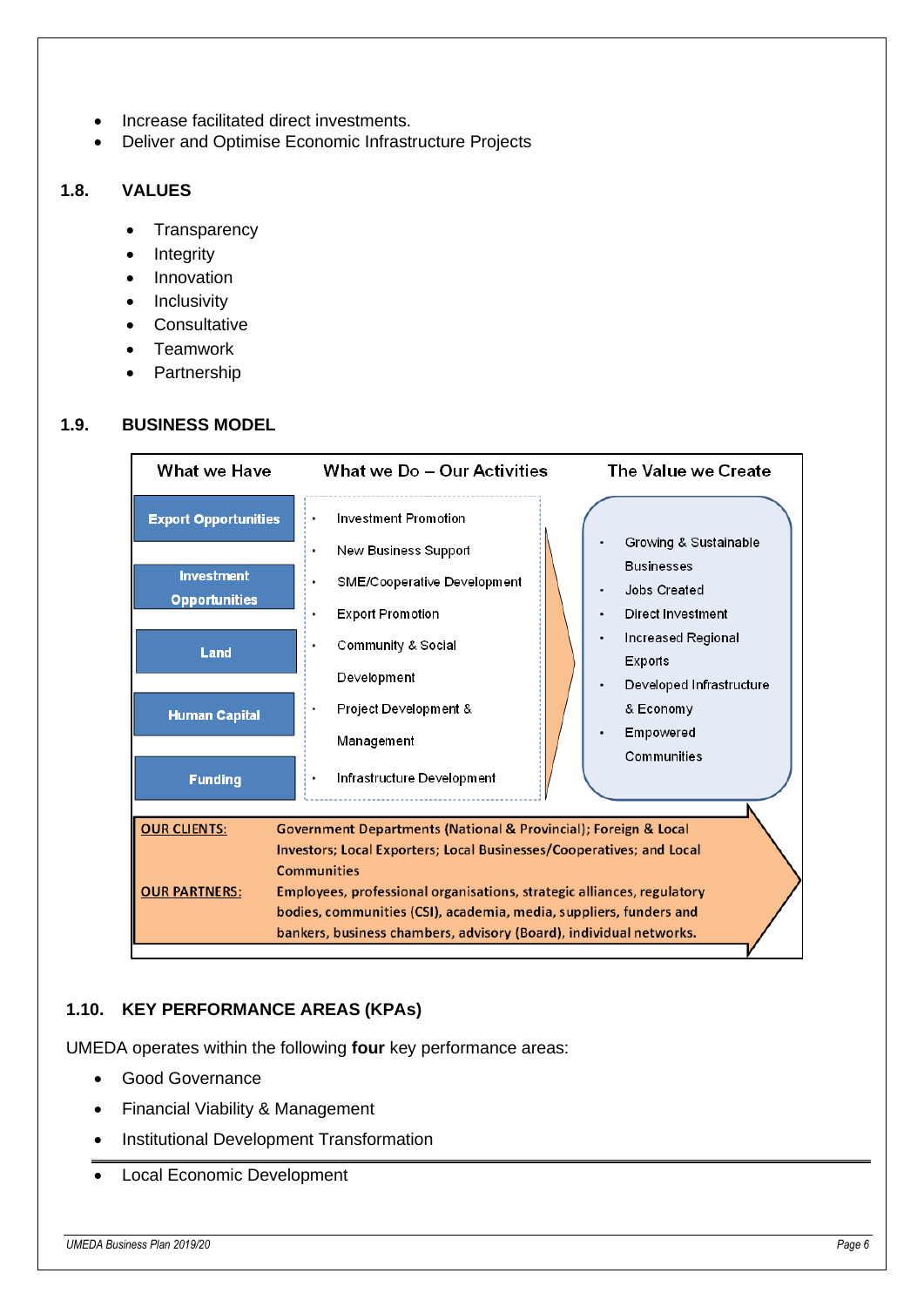- Increase facilitated direct investments.
- Deliver and Optimise Economic Infrastructure Projects

## 1.8. VALUES

- Transparency
- Integrity
- Innovation
- Inclusivity
- Consultative
- Teamwork
- Partnership

## 1.9. BUSINESS MODEL

| What we Have | What we Do – Our Activities | The Value we Create |
|---|---|---|
| Export Opportunities<br>Investment Opportunities<br>Land<br>Human Capital<br>Funding | • Investment Promotion<br>• New Business Support<br>• SME/Cooperative Development<br>• Export Promotion<br>• Community & Social Development<br>• Project Development & Management<br>• Infrastructure Development | • Growing & Sustainable Businesses<br>• Jobs Created<br>• Direct Investment<br>• Increased Regional Exports<br>• Developed Infrastructure & Economy<br>• Empowered Communities |

**OUR CLIENTS:** Government Departments (National & Provincial); Foreign & Local Investors; Local Exporters; Local Businesses/Cooperatives; and Local Communities

**OUR PARTNERS:** Employees, professional organisations, strategic alliances, regulatory bodies, communities (CSI), academia, media, suppliers, funders and bankers, business chambers, advisory (Board), individual networks.

## 1.10. KEY PERFORMANCE AREAS (KPAs)

UMEDA operates within the following **four** key performance areas:

- Good Governance
- Financial Viability & Management
- Institutional Development Transformation
- Local Economic Development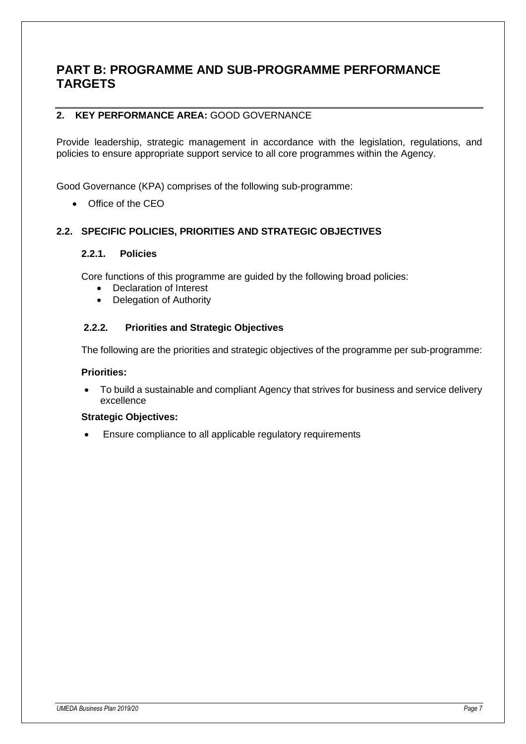# PART B: PROGRAMME AND SUB-PROGRAMME PERFORMANCE TARGETS

## 2. KEY PERFORMANCE AREA: GOOD GOVERNANCE

Provide leadership, strategic management in accordance with the legislation, regulations, and policies to ensure appropriate support service to all core programmes within the Agency.

Good Governance (KPA) comprises of the following sub-programme:

- Office of the CEO

## 2.2. SPECIFIC POLICIES, PRIORITIES AND STRATEGIC OBJECTIVES

### 2.2.1. Policies

Core functions of this programme are guided by the following broad policies:

- Declaration of Interest
- Delegation of Authority

### 2.2.2. Priorities and Strategic Objectives

The following are the priorities and strategic objectives of the programme per sub-programme:

**Priorities:**

- To build a sustainable and compliant Agency that strives for business and service delivery excellence

**Strategic Objectives:**

- Ensure compliance to all applicable regulatory requirements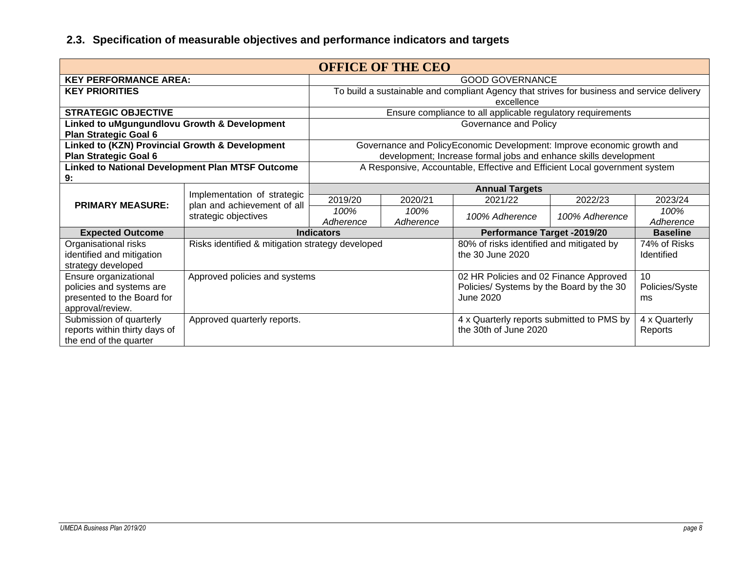## 2.3. Specification of measurable objectives and performance indicators and targets

| OFFICE OF THE CEO | | | | | | |
|---|---|---|---|---|---|---|
| **KEY PERFORMANCE AREA:** | | GOOD GOVERNANCE | | | | |
| **KEY PRIORITIES** | | To build a sustainable and compliant Agency that strives for business and service delivery excellence | | | | |
| **STRATEGIC OBJECTIVE** | | Ensure compliance to all applicable regulatory requirements | | | | |
| **Linked to uMgungundlovu Growth & Development Plan Strategic Goal 6** | | Governance and Policy | | | | |
| **Linked to (KZN) Provincial Growth & Development Plan Strategic Goal 6** | | Governance and PolicyEconomic Development: Improve economic growth and development; Increase formal jobs and enhance skills development | | | | |
| **Linked to National Development Plan MTSF Outcome 9:** | | A Responsive, Accountable, Effective and Efficient Local government system | | | | |
| **PRIMARY MEASURE:** | Implementation of strategic plan and achievement of all strategic objectives | **Annual Targets** | | | | |
| | | 2019/20 | 2020/21 | 2021/22 | 2022/23 | 2023/24 |
| | | *100% Adherence* | *100% Adherence* | *100% Adherence* | *100% Adherence* | *100% Adherence* |
| **Expected Outcome** | **Indicators** | | | **Performance Target -2019/20** | | **Baseline** |
| Organisational risks identified and mitigation strategy developed | Risks identified & mitigation strategy developed | | | 80% of risks identified and mitigated by the 30 June 2020 | | 74% of Risks Identified |
| Ensure organizational policies and systems are presented to the Board for approval/review. | Approved policies and systems | | | 02 HR Policies and 02 Finance Approved Policies/ Systems by the Board by the 30 June 2020 | | 10 Policies/Systems |
| Submission of quarterly reports within thirty days of the end of the quarter | Approved quarterly reports. | | | 4 x Quarterly reports submitted to PMS by the 30th of June 2020 | | 4 x Quarterly Reports |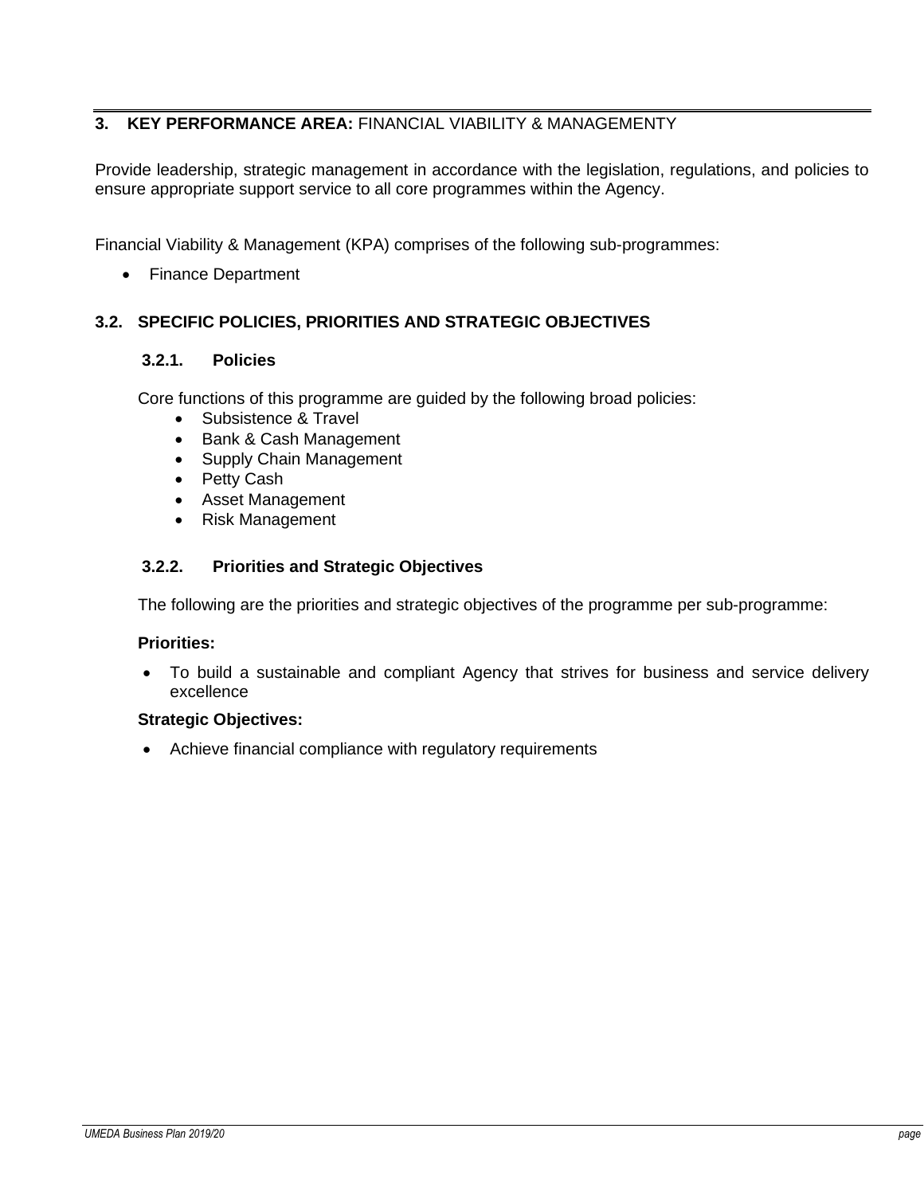## 3. KEY PERFORMANCE AREA: FINANCIAL VIABILITY & MANAGEMENTY

Provide leadership, strategic management in accordance with the legislation, regulations, and policies to ensure appropriate support service to all core programmes within the Agency.

Financial Viability & Management (KPA) comprises of the following sub-programmes:

- Finance Department

### 3.2. SPECIFIC POLICIES, PRIORITIES AND STRATEGIC OBJECTIVES

#### 3.2.1. Policies

Core functions of this programme are guided by the following broad policies:

- Subsistence & Travel
- Bank & Cash Management
- Supply Chain Management
- Petty Cash
- Asset Management
- Risk Management

#### 3.2.2. Priorities and Strategic Objectives

The following are the priorities and strategic objectives of the programme per sub-programme:

**Priorities:**

- To build a sustainable and compliant Agency that strives for business and service delivery excellence

**Strategic Objectives:**

- Achieve financial compliance with regulatory requirements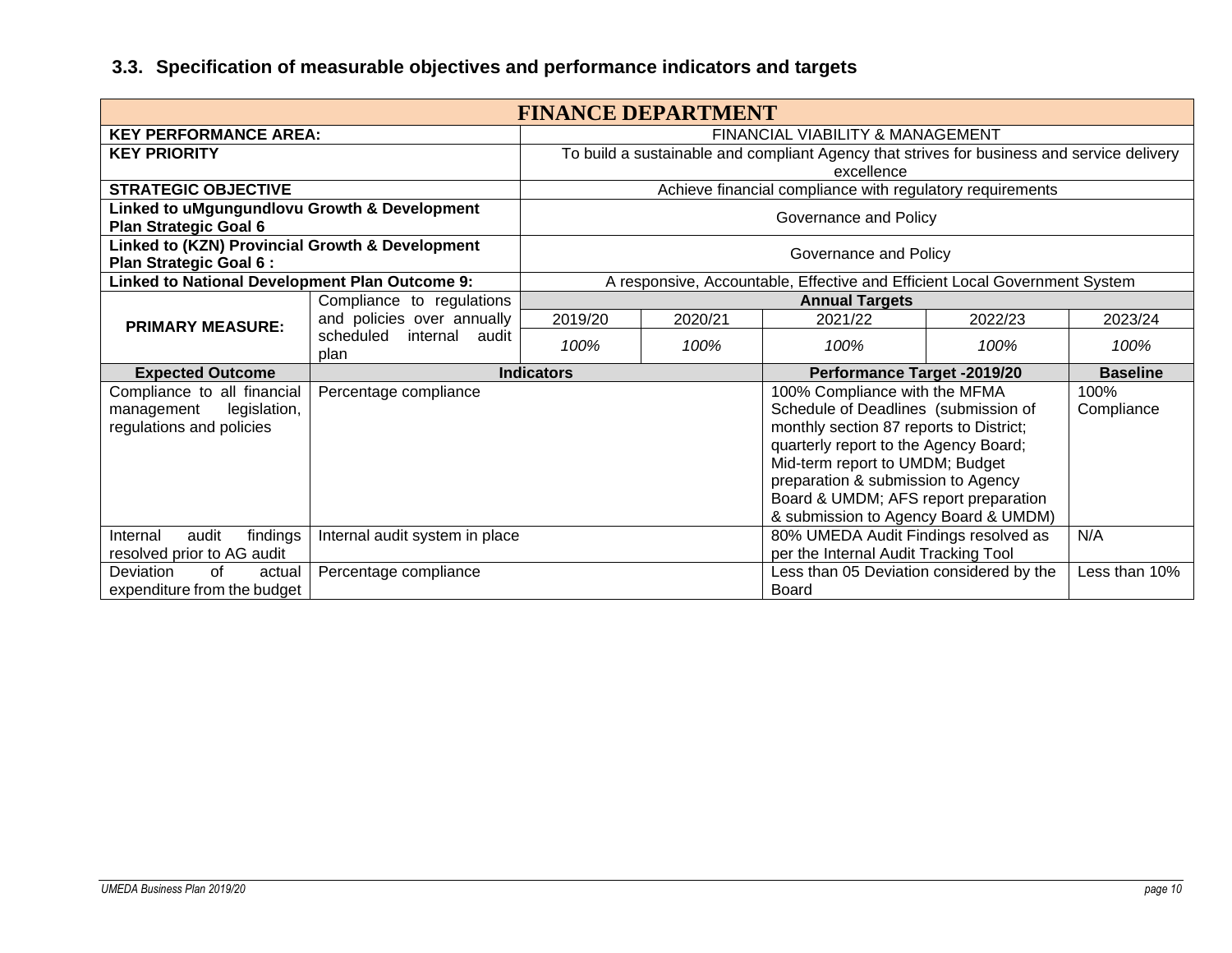### 3.3. Specification of measurable objectives and performance indicators and targets

| **FINANCE DEPARTMENT** | | | | | | |
|---|---|---|---|---|---|---|
| **KEY PERFORMANCE AREA:** | | FINANCIAL VIABILITY & MANAGEMENT | | | | |
| **KEY PRIORITY** | | To build a sustainable and compliant Agency that strives for business and service delivery excellence | | | | |
| **STRATEGIC OBJECTIVE** | | Achieve financial compliance with regulatory requirements | | | | |
| **Linked to uMgungundlovu Growth & Development Plan Strategic Goal 6** | | Governance and Policy | | | | |
| **Linked to (KZN) Provincial Growth & Development Plan Strategic Goal 6 :** | | Governance and Policy | | | | |
| **Linked to National Development Plan Outcome 9:** | | A responsive, Accountable, Effective and Efficient Local Government System | | | | |
| **PRIMARY MEASURE:** | Compliance to regulations and policies over annually scheduled internal audit plan | **Annual Targets** | | | | |
| | | 2019/20 | 2020/21 | 2021/22 | 2022/23 | 2023/24 |
| | | *100%* | *100%* | *100%* | *100%* | *100%* |
| **Expected Outcome** | **Indicators** | | | **Performance Target -2019/20** | | **Baseline** |
| Compliance to all financial management legislation, regulations and policies | Percentage compliance | | | 100% Compliance with the MFMA Schedule of Deadlines (submission of monthly section 87 reports to District; quarterly report to the Agency Board; Mid-term report to UMDM; Budget preparation & submission to Agency Board & UMDM; AFS report preparation & submission to Agency Board & UMDM) | | 100% Compliance |
| Internal audit findings resolved prior to AG audit | Internal audit system in place | | | 80% UMEDA Audit Findings resolved as per the Internal Audit Tracking Tool | | N/A |
| Deviation of actual expenditure from the budget | Percentage compliance | | | Less than 05 Deviation considered by the Board | | Less than 10% |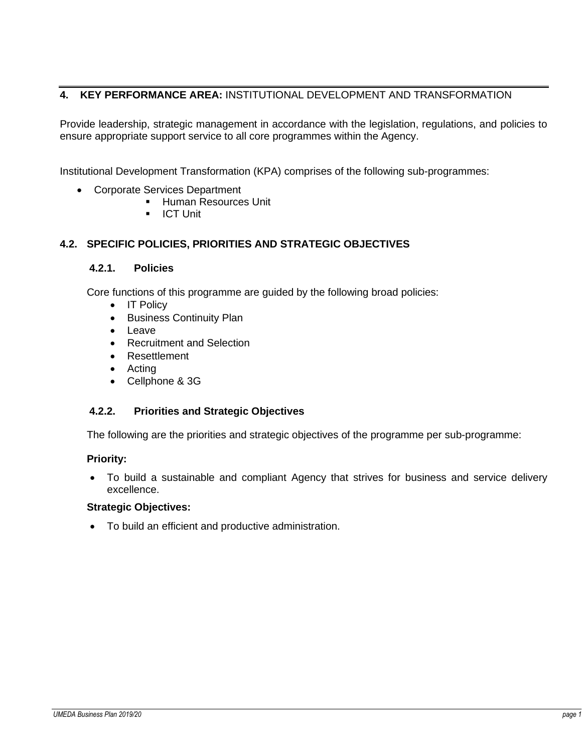## 4. KEY PERFORMANCE AREA: INSTITUTIONAL DEVELOPMENT AND TRANSFORMATION

Provide leadership, strategic management in accordance with the legislation, regulations, and policies to ensure appropriate support service to all core programmes within the Agency.

Institutional Development Transformation (KPA) comprises of the following sub-programmes:

- Corporate Services Department
  - Human Resources Unit
  - ICT Unit

### 4.2. SPECIFIC POLICIES, PRIORITIES AND STRATEGIC OBJECTIVES

#### 4.2.1. Policies

Core functions of this programme are guided by the following broad policies:

- IT Policy
- Business Continuity Plan
- Leave
- Recruitment and Selection
- Resettlement
- Acting
- Cellphone & 3G

#### 4.2.2. Priorities and Strategic Objectives

The following are the priorities and strategic objectives of the programme per sub-programme:

**Priority:**

- To build a sustainable and compliant Agency that strives for business and service delivery excellence.

**Strategic Objectives:**

- To build an efficient and productive administration.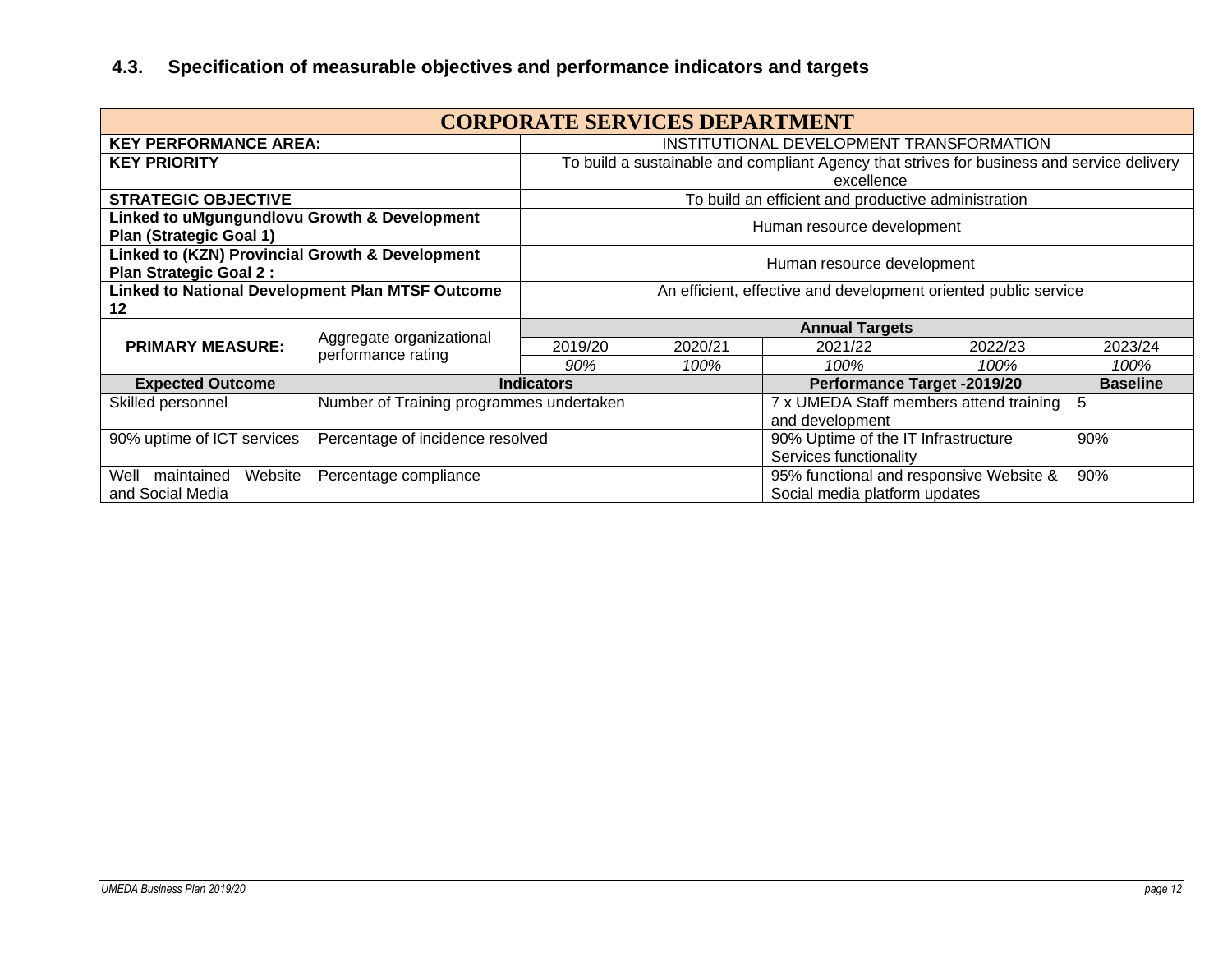### 4.3. Specification of measurable objectives and performance indicators and targets

| CORPORATE SERVICES DEPARTMENT | | | | | | |
|---|---|---|---|---|---|---|
| **KEY PERFORMANCE AREA:** | | INSTITUTIONAL DEVELOPMENT TRANSFORMATION | | | | |
| **KEY PRIORITY** | | To build a sustainable and compliant Agency that strives for business and service delivery excellence | | | | |
| **STRATEGIC OBJECTIVE** | | To build an efficient and productive administration | | | | |
| **Linked to uMgungundlovu Growth & Development Plan (Strategic Goal 1)** | | Human resource development | | | | |
| **Linked to (KZN) Provincial Growth & Development Plan Strategic Goal 2 :** | | Human resource development | | | | |
| **Linked to National Development Plan MTSF Outcome 12** | | An efficient, effective and development oriented public service | | | | |
| **PRIMARY MEASURE:** | Aggregate organizational performance rating | **Annual Targets** | | | | |
| | | 2019/20 | 2020/21 | 2021/22 | 2022/23 | 2023/24 |
| | | *90%* | *100%* | *100%* | *100%* | *100%* |
| **Expected Outcome** | **Indicators** | | | **Performance Target -2019/20** | | **Baseline** |
| Skilled personnel | Number of Training programmes undertaken | | | 7 x UMEDA Staff members attend training and development | | 5 |
| 90% uptime of ICT services | Percentage of incidence resolved | | | 90% Uptime of the IT Infrastructure Services functionality | | 90% |
| Well maintained Website and Social Media | Percentage compliance | | | 95% functional and responsive Website & Social media platform updates | | 90% |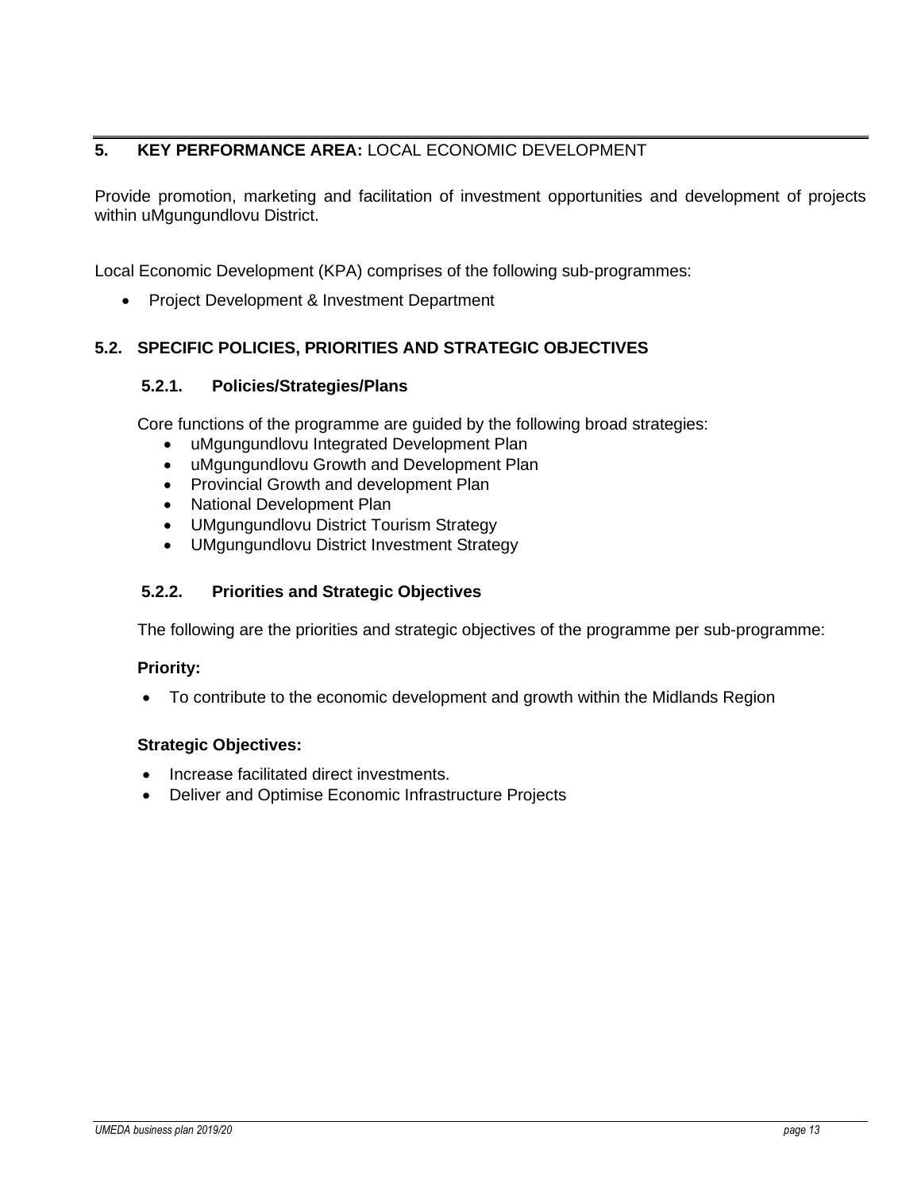## 5. **KEY PERFORMANCE AREA:** LOCAL ECONOMIC DEVELOPMENT

Provide promotion, marketing and facilitation of investment opportunities and development of projects within uMgungundlovu District.

Local Economic Development (KPA) comprises of the following sub-programmes:

- Project Development & Investment Department

### 5.2. SPECIFIC POLICIES, PRIORITIES AND STRATEGIC OBJECTIVES

#### 5.2.1. Policies/Strategies/Plans

Core functions of the programme are guided by the following broad strategies:

- uMgungundlovu Integrated Development Plan
- uMgungundlovu Growth and Development Plan
- Provincial Growth and development Plan
- National Development Plan
- UMgungundlovu District Tourism Strategy
- UMgungundlovu District Investment Strategy

#### 5.2.2. Priorities and Strategic Objectives

The following are the priorities and strategic objectives of the programme per sub-programme:

**Priority:**

- To contribute to the economic development and growth within the Midlands Region

**Strategic Objectives:**

- Increase facilitated direct investments.
- Deliver and Optimise Economic Infrastructure Projects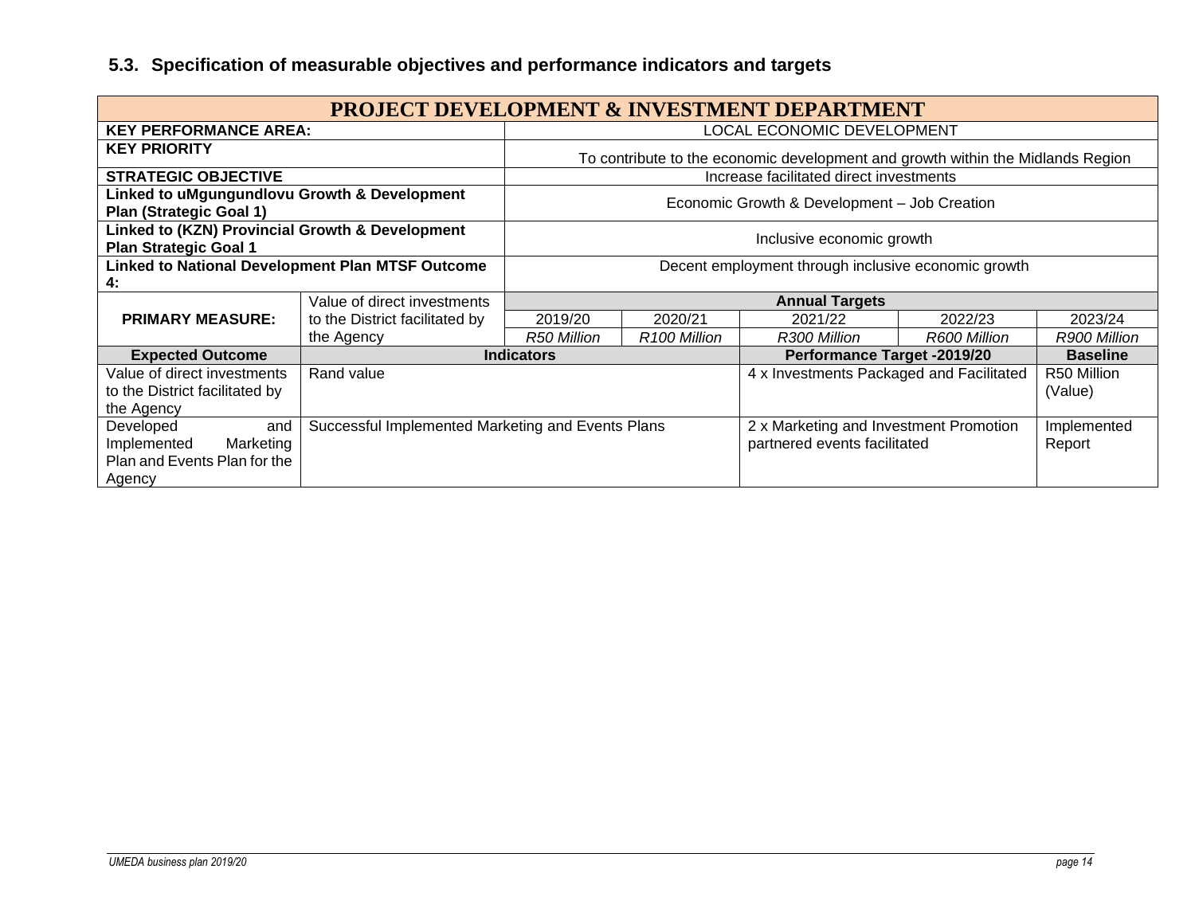## 5.3. Specification of measurable objectives and performance indicators and targets

| PROJECT DEVELOPMENT & INVESTMENT DEPARTMENT | | | | | | |
|---|---|---|---|---|---|---|
| **KEY PERFORMANCE AREA:** | | LOCAL ECONOMIC DEVELOPMENT | | | | |
| **KEY PRIORITY** | | To contribute to the economic development and growth within the Midlands Region | | | | |
| **STRATEGIC OBJECTIVE** | | Increase facilitated direct investments | | | | |
| **Linked to uMgungundlovu Growth & Development Plan (Strategic Goal 1)** | | Economic Growth & Development – Job Creation | | | | |
| **Linked to (KZN) Provincial Growth & Development Plan Strategic Goal 1** | | Inclusive economic growth | | | | |
| **Linked to National Development Plan MTSF Outcome 4:** | | Decent employment through inclusive economic growth | | | | |
| **PRIMARY MEASURE:** | Value of direct investments to the District facilitated by the Agency | **Annual Targets** | | | | |
| | | 2019/20 | 2020/21 | 2021/22 | 2022/23 | 2023/24 |
| | | *R50 Million* | *R100 Million* | *R300 Million* | *R600 Million* | *R900 Million* |
| **Expected Outcome** | **Indicators** | | | **Performance Target -2019/20** | | **Baseline** |
| Value of direct investments to the District facilitated by the Agency | Rand value | | | 4 x Investments Packaged and Facilitated | | R50 Million (Value) |
| Developed and Implemented Marketing Plan and Events Plan for the Agency | Successful Implemented Marketing and Events Plans | | | 2 x Marketing and Investment Promotion partnered events facilitated | | Implemented Report |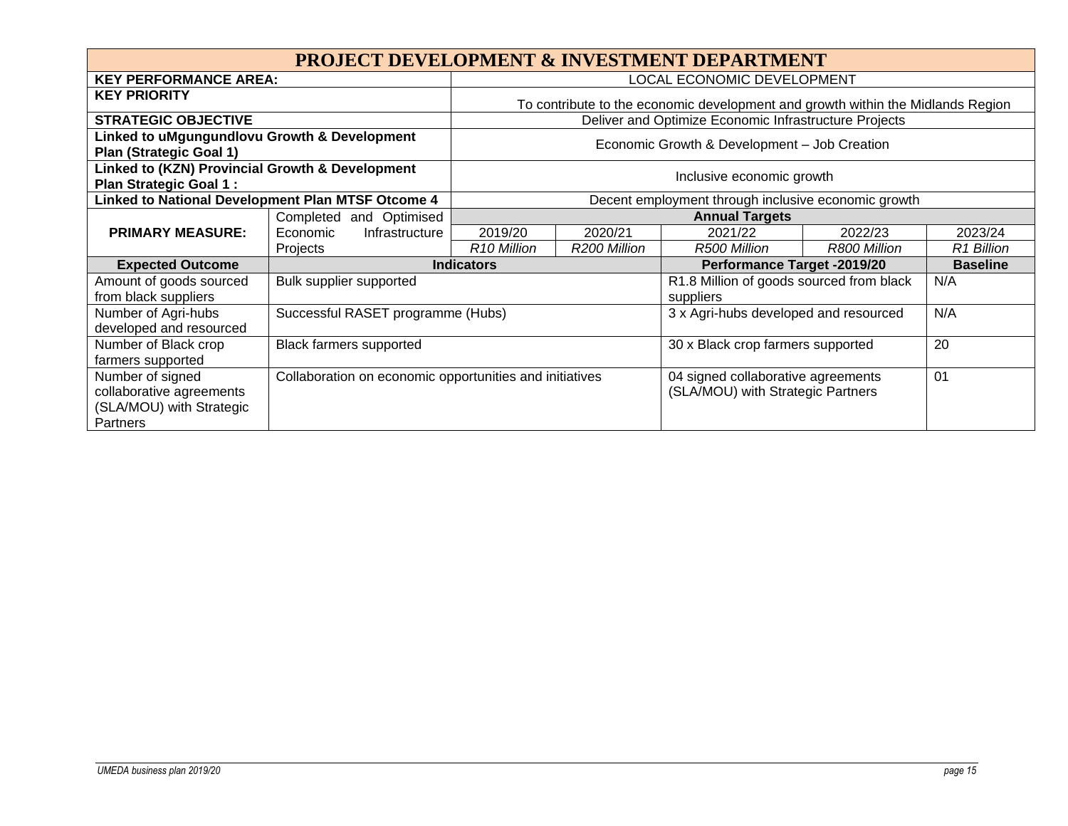# PROJECT DEVELOPMENT & INVESTMENT DEPARTMENT

| | | | | | | |
|---|---|---|---|---|---|---|
| **KEY PERFORMANCE AREA:** | | LOCAL ECONOMIC DEVELOPMENT | | | | |
| **KEY PRIORITY** | | To contribute to the economic development and growth within the Midlands Region | | | | |
| **STRATEGIC OBJECTIVE** | | Deliver and Optimize Economic Infrastructure Projects | | | | |
| **Linked to uMgungundlovu Growth & Development Plan (Strategic Goal 1)** | | Economic Growth & Development – Job Creation | | | | |
| **Linked to (KZN) Provincial Growth & Development Plan Strategic Goal 1 :** | | Inclusive economic growth | | | | |
| **Linked to National Development Plan MTSF Otcome 4** | | Decent employment through inclusive economic growth | | | | |
| **PRIMARY MEASURE:** | Completed and Optimised Economic Infrastructure Projects | **Annual Targets** | | | | |
| | | 2019/20 | 2020/21 | 2021/22 | 2022/23 | 2023/24 |
| | | *R10 Million* | *R200 Million* | *R500 Million* | *R800 Million* | *R1 Billion* |
| **Expected Outcome** | **Indicators** | | | **Performance Target -2019/20** | | **Baseline** |
| Amount of goods sourced from black suppliers | Bulk supplier supported | | | R1.8 Million of goods sourced from black suppliers | | N/A |
| Number of Agri-hubs developed and resourced | Successful RASET programme (Hubs) | | | 3 x Agri-hubs developed and resourced | | N/A |
| Number of Black crop farmers supported | Black farmers supported | | | 30 x Black crop farmers supported | | 20 |
| Number of signed collaborative agreements (SLA/MOU) with Strategic Partners | Collaboration on economic opportunities and initiatives | | | 04 signed collaborative agreements (SLA/MOU) with Strategic Partners | | 01 |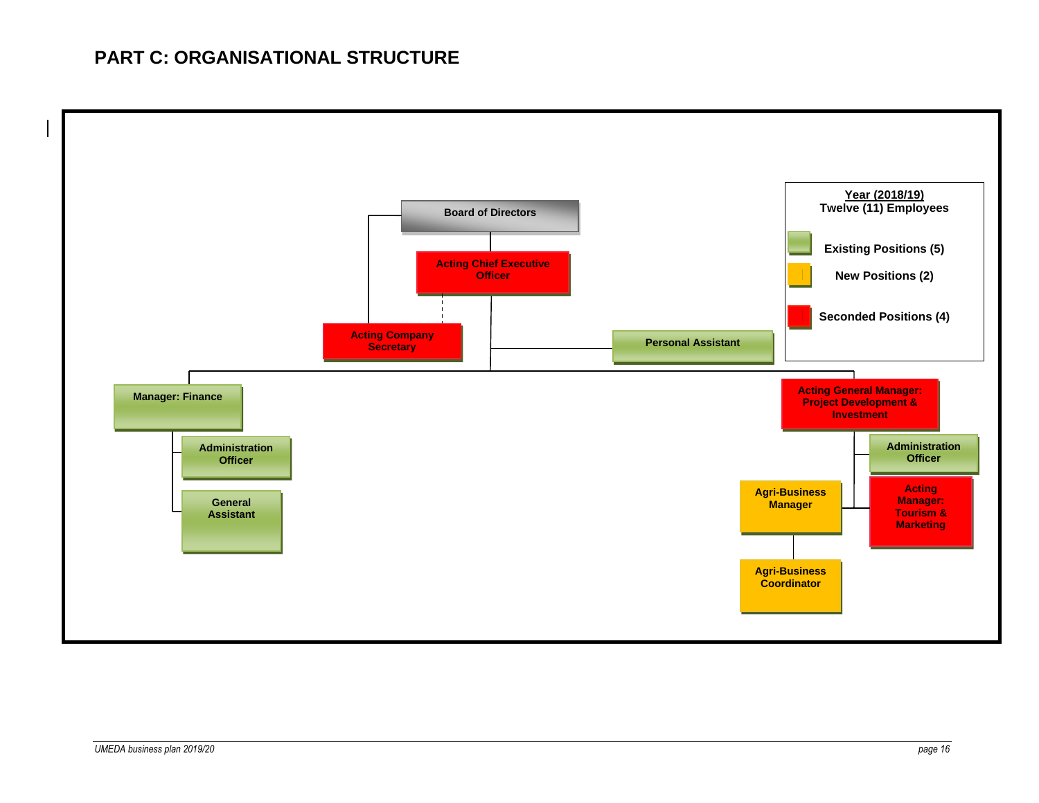# PART C: ORGANISATIONAL STRUCTURE

**Year (2018/19)**
**Twelve (11) Employees**

- **Existing Positions (5)**
- **New Positions (2)**
- **Seconded Positions (4)**

**Board of Directors**

**Acting Chief Executive Officer**

**Acting Company Secretary**

**Personal Assistant**

**Manager: Finance**

- **Administration Officer**
- **General Assistant**

**Acting General Manager: Project Development & Investment**

- **Administration Officer**
- **Acting Manager: Tourism & Marketing**
- **Agri-Business Manager**
  - **Agri-Business Coordinator**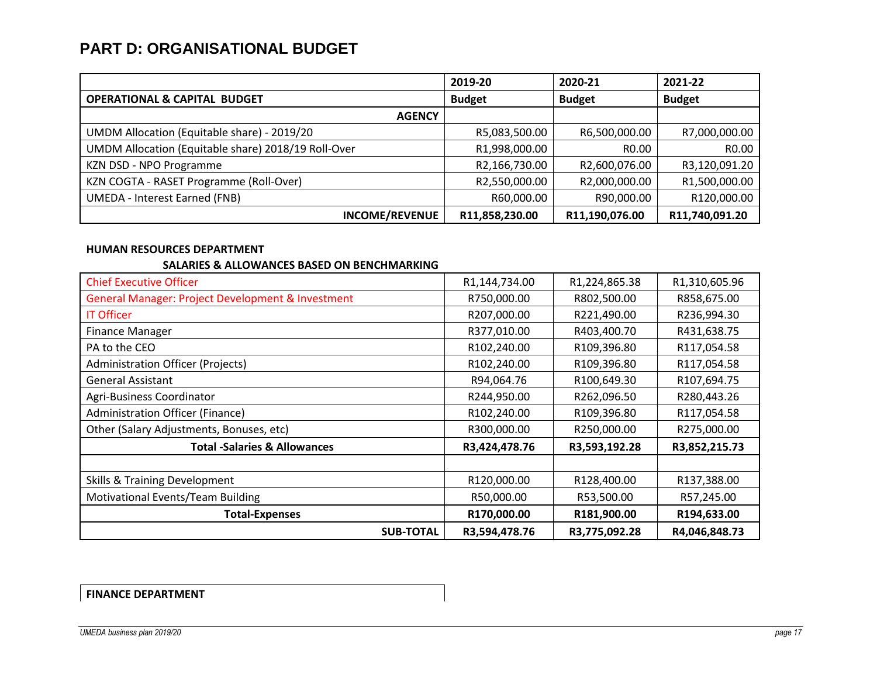# PART D: ORGANISATIONAL BUDGET

| | 2019-20 | 2020-21 | 2021-22 |
|---|---|---|---|
| **OPERATIONAL & CAPITAL BUDGET** | **Budget** | **Budget** | **Budget** |
| **AGENCY** | | | |
| UMDM Allocation (Equitable share) - 2019/20 | R5,083,500.00 | R6,500,000.00 | R7,000,000.00 |
| UMDM Allocation (Equitable share) 2018/19 Roll-Over | R1,998,000.00 | R0.00 | R0.00 |
| KZN DSD - NPO Programme | R2,166,730.00 | R2,600,076.00 | R3,120,091.20 |
| KZN COGTA - RASET Programme (Roll-Over) | R2,550,000.00 | R2,000,000.00 | R1,500,000.00 |
| UMEDA - Interest Earned (FNB) | R60,000.00 | R90,000.00 | R120,000.00 |
| **INCOME/REVENUE** | **R11,858,230.00** | **R11,190,076.00** | **R11,740,091.20** |

**HUMAN RESOURCES DEPARTMENT**

**SALARIES & ALLOWANCES BASED ON BENCHMARKING**

| | 2019-20 | 2020-21 | 2021-22 |
|---|---|---|---|
| Chief Executive Officer | R1,144,734.00 | R1,224,865.38 | R1,310,605.96 |
| General Manager: Project Development & Investment | R750,000.00 | R802,500.00 | R858,675.00 |
| IT Officer | R207,000.00 | R221,490.00 | R236,994.30 |
| Finance Manager | R377,010.00 | R403,400.70 | R431,638.75 |
| PA to the CEO | R102,240.00 | R109,396.80 | R117,054.58 |
| Administration Officer (Projects) | R102,240.00 | R109,396.80 | R117,054.58 |
| General Assistant | R94,064.76 | R100,649.30 | R107,694.75 |
| Agri-Business Coordinator | R244,950.00 | R262,096.50 | R280,443.26 |
| Administration Officer (Finance) | R102,240.00 | R109,396.80 | R117,054.58 |
| Other (Salary Adjustments, Bonuses, etc) | R300,000.00 | R250,000.00 | R275,000.00 |
| **Total -Salaries & Allowances** | **R3,424,478.76** | **R3,593,192.28** | **R3,852,215.73** |
| | | | |
| Skills & Training Development | R120,000.00 | R128,400.00 | R137,388.00 |
| Motivational Events/Team Building | R50,000.00 | R53,500.00 | R57,245.00 |
| **Total-Expenses** | **R170,000.00** | **R181,900.00** | **R194,633.00** |
| **SUB-TOTAL** | **R3,594,478.76** | **R3,775,092.28** | **R4,046,848.73** |

**FINANCE DEPARTMENT**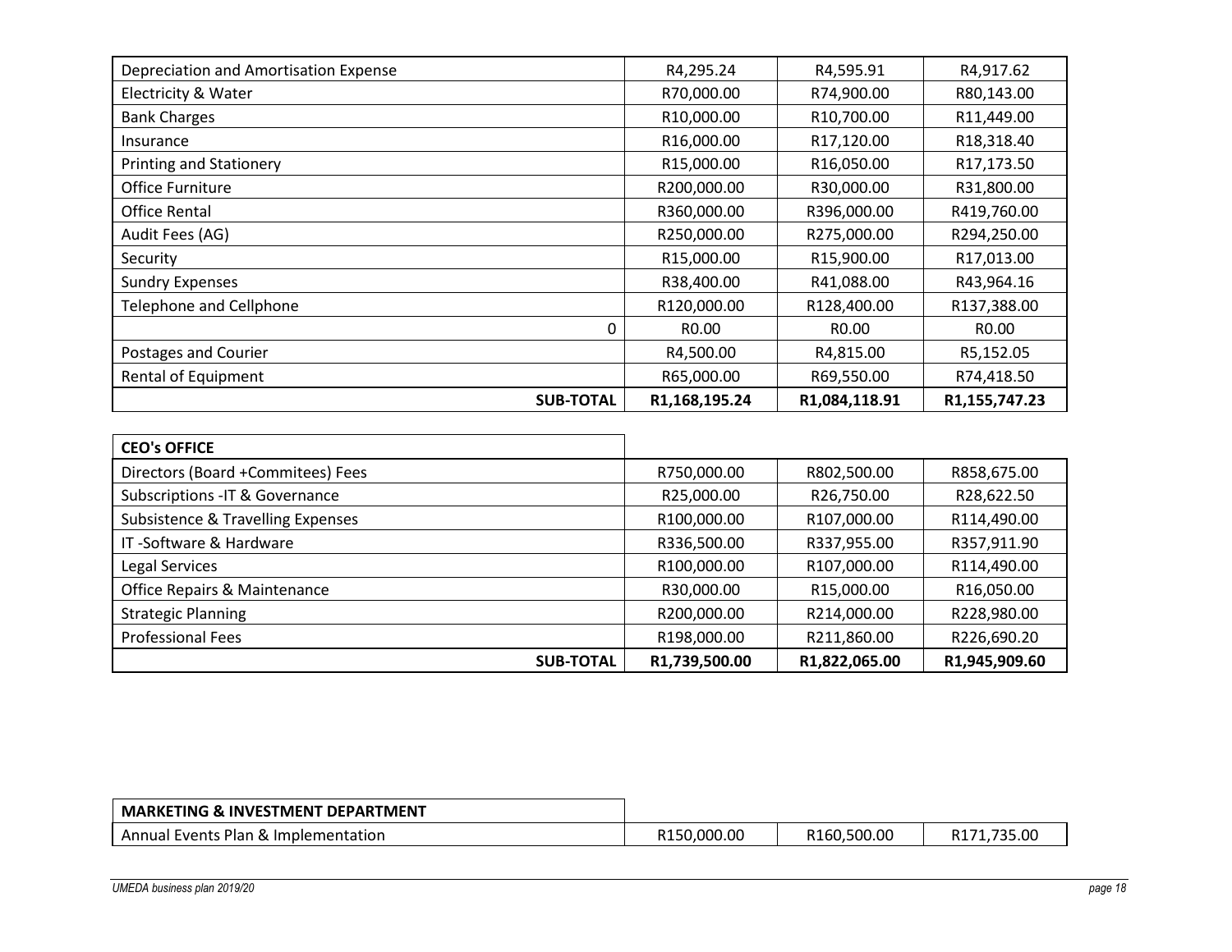| | | | |
|---|---|---|---|
| Depreciation and Amortisation Expense | R4,295.24 | R4,595.91 | R4,917.62 |
| Electricity & Water | R70,000.00 | R74,900.00 | R80,143.00 |
| Bank Charges | R10,000.00 | R10,700.00 | R11,449.00 |
| Insurance | R16,000.00 | R17,120.00 | R18,318.40 |
| Printing and Stationery | R15,000.00 | R16,050.00 | R17,173.50 |
| Office Furniture | R200,000.00 | R30,000.00 | R31,800.00 |
| Office Rental | R360,000.00 | R396,000.00 | R419,760.00 |
| Audit Fees (AG) | R250,000.00 | R275,000.00 | R294,250.00 |
| Security | R15,000.00 | R15,900.00 | R17,013.00 |
| Sundry Expenses | R38,400.00 | R41,088.00 | R43,964.16 |
| Telephone and Cellphone | R120,000.00 | R128,400.00 | R137,388.00 |
| 0 | R0.00 | R0.00 | R0.00 |
| Postages and Courier | R4,500.00 | R4,815.00 | R5,152.05 |
| Rental of Equipment | R65,000.00 | R69,550.00 | R74,418.50 |
| **SUB-TOTAL** | **R1,168,195.24** | **R1,084,118.91** | **R1,155,747.23** |

| **CEO's OFFICE** | | | |
|---|---|---|---|
| Directors (Board +Commitees) Fees | R750,000.00 | R802,500.00 | R858,675.00 |
| Subscriptions -IT & Governance | R25,000.00 | R26,750.00 | R28,622.50 |
| Subsistence & Travelling Expenses | R100,000.00 | R107,000.00 | R114,490.00 |
| IT -Software & Hardware | R336,500.00 | R337,955.00 | R357,911.90 |
| Legal Services | R100,000.00 | R107,000.00 | R114,490.00 |
| Office Repairs & Maintenance | R30,000.00 | R15,000.00 | R16,050.00 |
| Strategic Planning | R200,000.00 | R214,000.00 | R228,980.00 |
| Professional Fees | R198,000.00 | R211,860.00 | R226,690.20 |
| **SUB-TOTAL** | **R1,739,500.00** | **R1,822,065.00** | **R1,945,909.60** |

| **MARKETING & INVESTMENT DEPARTMENT** | | | |
|---|---|---|---|
| Annual Events Plan & Implementation | R150,000.00 | R160,500.00 | R171,735.00 |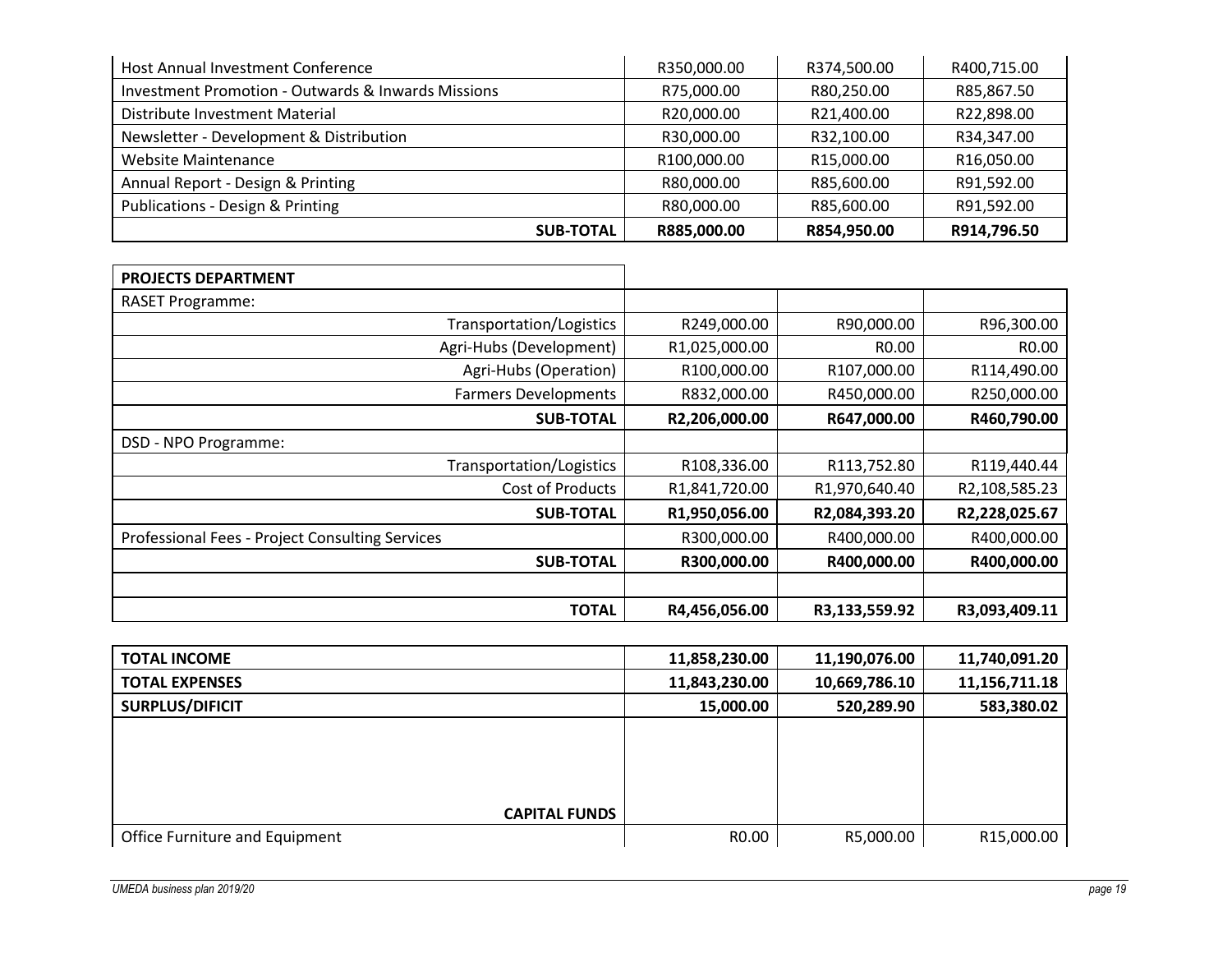| Host Annual Investment Conference | R350,000.00 | R374,500.00 | R400,715.00 |
|---|---|---|---|
| Investment Promotion - Outwards & Inwards Missions | R75,000.00 | R80,250.00 | R85,867.50 |
| Distribute Investment Material | R20,000.00 | R21,400.00 | R22,898.00 |
| Newsletter - Development & Distribution | R30,000.00 | R32,100.00 | R34,347.00 |
| Website Maintenance | R100,000.00 | R15,000.00 | R16,050.00 |
| Annual Report - Design & Printing | R80,000.00 | R85,600.00 | R91,592.00 |
| Publications - Design & Printing | R80,000.00 | R85,600.00 | R91,592.00 |
| **SUB-TOTAL** | **R885,000.00** | **R854,950.00** | **R914,796.50** |

| **PROJECTS DEPARTMENT** | | | |
|---|---|---|---|
| RASET Programme: | | | |
| Transportation/Logistics | R249,000.00 | R90,000.00 | R96,300.00 |
| Agri-Hubs (Development) | R1,025,000.00 | R0.00 | R0.00 |
| Agri-Hubs (Operation) | R100,000.00 | R107,000.00 | R114,490.00 |
| Farmers Developments | R832,000.00 | R450,000.00 | R250,000.00 |
| **SUB-TOTAL** | **R2,206,000.00** | **R647,000.00** | **R460,790.00** |
| DSD - NPO Programme: | | | |
| Transportation/Logistics | R108,336.00 | R113,752.80 | R119,440.44 |
| Cost of Products | R1,841,720.00 | R1,970,640.40 | R2,108,585.23 |
| **SUB-TOTAL** | **R1,950,056.00** | **R2,084,393.20** | **R2,228,025.67** |
| Professional Fees - Project Consulting Services | R300,000.00 | R400,000.00 | R400,000.00 |
| **SUB-TOTAL** | **R300,000.00** | **R400,000.00** | **R400,000.00** |
| | | | |
| **TOTAL** | **R4,456,056.00** | **R3,133,559.92** | **R3,093,409.11** |

| **TOTAL INCOME** | **11,858,230.00** | **11,190,076.00** | **11,740,091.20** |
|---|---|---|---|
| **TOTAL EXPENSES** | **11,843,230.00** | **10,669,786.10** | **11,156,711.18** |
| **SURPLUS/DIFICIT** | **15,000.00** | **520,289.90** | **583,380.02** |
| **CAPITAL FUNDS** | | | |
| Office Furniture and Equipment | R0.00 | R5,000.00 | R15,000.00 |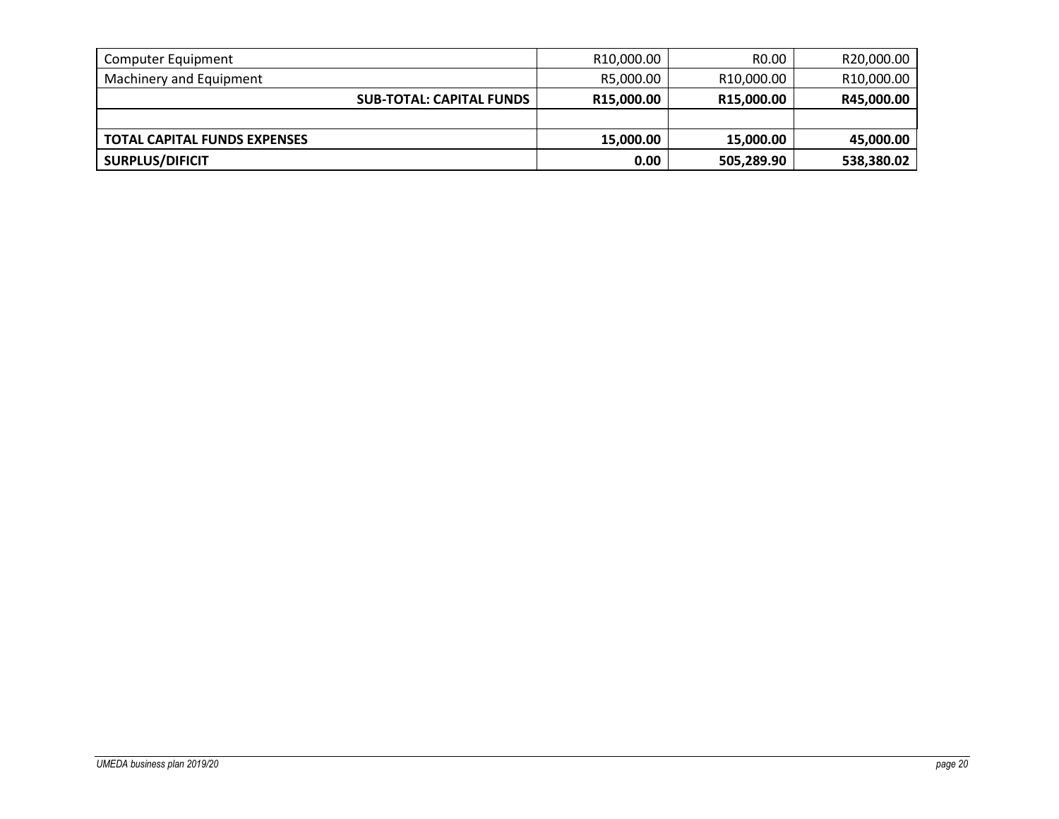| | | | |
|---|---|---|---|
| Computer Equipment | R10,000.00 | R0.00 | R20,000.00 |
| Machinery and Equipment | R5,000.00 | R10,000.00 | R10,000.00 |
| **SUB-TOTAL: CAPITAL FUNDS** | **R15,000.00** | **R15,000.00** | **R45,000.00** |
| | | | |
| **TOTAL CAPITAL FUNDS EXPENSES** | **15,000.00** | **15,000.00** | **45,000.00** |
| **SURPLUS/DIFICIT** | **0.00** | **505,289.90** | **538,380.02** |